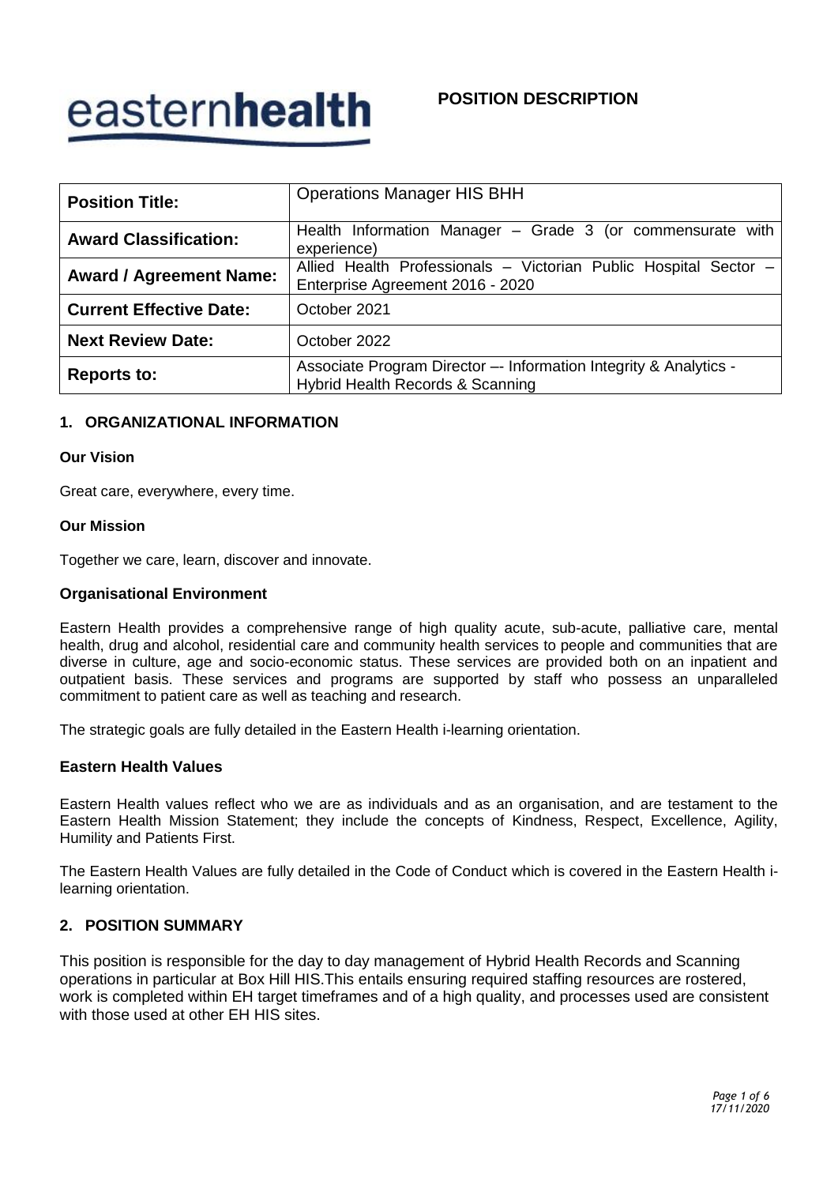easternhealth

**POSITION DESCRIPTION**

| **Position Title:** | Operations Manager HIS BHH |
| --- | --- |
| **Award Classification:** | Health Information Manager – Grade 3 (or commensurate with experience) |
| **Award / Agreement Name:** | Allied Health Professionals – Victorian Public Hospital Sector – Enterprise Agreement 2016 - 2020 |
| **Current Effective Date:** | October 2021 |
| **Next Review Date:** | October 2022 |
| **Reports to:** | Associate Program Director –- Information Integrity & Analytics - Hybrid Health Records & Scanning |

## 1. ORGANIZATIONAL INFORMATION

### Our Vision

Great care, everywhere, every time.

### Our Mission

Together we care, learn, discover and innovate.

### Organisational Environment

Eastern Health provides a comprehensive range of high quality acute, sub-acute, palliative care, mental health, drug and alcohol, residential care and community health services to people and communities that are diverse in culture, age and socio-economic status. These services are provided both on an inpatient and outpatient basis. These services and programs are supported by staff who possess an unparalleled commitment to patient care as well as teaching and research.

The strategic goals are fully detailed in the Eastern Health i-learning orientation.

### Eastern Health Values

Eastern Health values reflect who we are as individuals and as an organisation, and are testament to the Eastern Health Mission Statement; they include the concepts of Kindness, Respect, Excellence, Agility, Humility and Patients First.

The Eastern Health Values are fully detailed in the Code of Conduct which is covered in the Eastern Health i-learning orientation.

## 2. POSITION SUMMARY

This position is responsible for the day to day management of Hybrid Health Records and Scanning operations in particular at Box Hill HIS.This entails ensuring required staffing resources are rostered, work is completed within EH target timeframes and of a high quality, and processes used are consistent with those used at other EH HIS sites.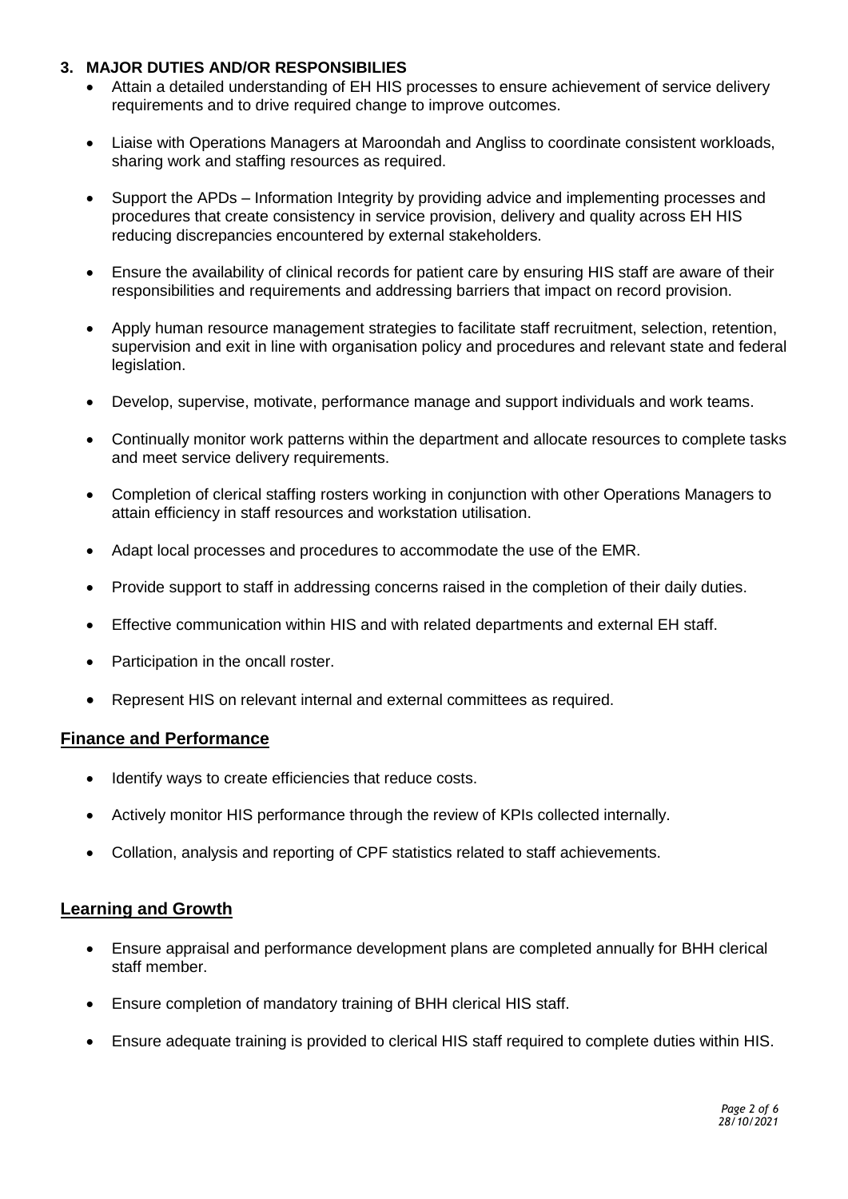### 3. MAJOR DUTIES AND/OR RESPONSIBILIES

- Attain a detailed understanding of EH HIS processes to ensure achievement of service delivery requirements and to drive required change to improve outcomes.
- Liaise with Operations Managers at Maroondah and Angliss to coordinate consistent workloads, sharing work and staffing resources as required.
- Support the APDs – Information Integrity by providing advice and implementing processes and procedures that create consistency in service provision, delivery and quality across EH HIS reducing discrepancies encountered by external stakeholders.
- Ensure the availability of clinical records for patient care by ensuring HIS staff are aware of their responsibilities and requirements and addressing barriers that impact on record provision.
- Apply human resource management strategies to facilitate staff recruitment, selection, retention, supervision and exit in line with organisation policy and procedures and relevant state and federal legislation.
- Develop, supervise, motivate, performance manage and support individuals and work teams.
- Continually monitor work patterns within the department and allocate resources to complete tasks and meet service delivery requirements.
- Completion of clerical staffing rosters working in conjunction with other Operations Managers to attain efficiency in staff resources and workstation utilisation.
- Adapt local processes and procedures to accommodate the use of the EMR.
- Provide support to staff in addressing concerns raised in the completion of their daily duties.
- Effective communication within HIS and with related departments and external EH staff.
- Participation in the oncall roster.
- Represent HIS on relevant internal and external committees as required.

## Finance and Performance

- Identify ways to create efficiencies that reduce costs.
- Actively monitor HIS performance through the review of KPIs collected internally.
- Collation, analysis and reporting of CPF statistics related to staff achievements.

## Learning and Growth

- Ensure appraisal and performance development plans are completed annually for BHH clerical staff member.
- Ensure completion of mandatory training of BHH clerical HIS staff.
- Ensure adequate training is provided to clerical HIS staff required to complete duties within HIS.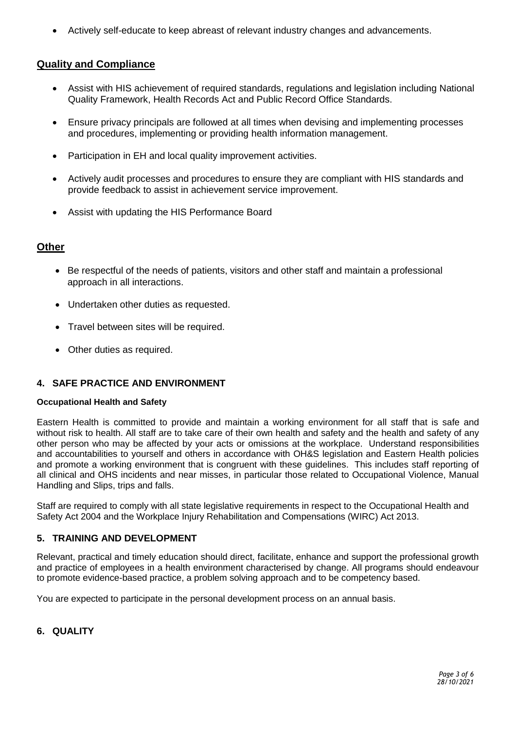- Actively self-educate to keep abreast of relevant industry changes and advancements.

## Quality and Compliance

- Assist with HIS achievement of required standards, regulations and legislation including National Quality Framework, Health Records Act and Public Record Office Standards.
- Ensure privacy principals are followed at all times when devising and implementing processes and procedures, implementing or providing health information management.
- Participation in EH and local quality improvement activities.
- Actively audit processes and procedures to ensure they are compliant with HIS standards and provide feedback to assist in achievement service improvement.
- Assist with updating the HIS Performance Board

## Other

- Be respectful of the needs of patients, visitors and other staff and maintain a professional approach in all interactions.
- Undertaken other duties as requested.
- Travel between sites will be required.
- Other duties as required.

## 4. SAFE PRACTICE AND ENVIRONMENT

**Occupational Health and Safety**

Eastern Health is committed to provide and maintain a working environment for all staff that is safe and without risk to health. All staff are to take care of their own health and safety and the health and safety of any other person who may be affected by your acts or omissions at the workplace. Understand responsibilities and accountabilities to yourself and others in accordance with OH&S legislation and Eastern Health policies and promote a working environment that is congruent with these guidelines. This includes staff reporting of all clinical and OHS incidents and near misses, in particular those related to Occupational Violence, Manual Handling and Slips, trips and falls.

Staff are required to comply with all state legislative requirements in respect to the Occupational Health and Safety Act 2004 and the Workplace Injury Rehabilitation and Compensations (WIRC) Act 2013.

## 5. TRAINING AND DEVELOPMENT

Relevant, practical and timely education should direct, facilitate, enhance and support the professional growth and practice of employees in a health environment characterised by change. All programs should endeavour to promote evidence-based practice, a problem solving approach and to be competency based.

You are expected to participate in the personal development process on an annual basis.

## 6. QUALITY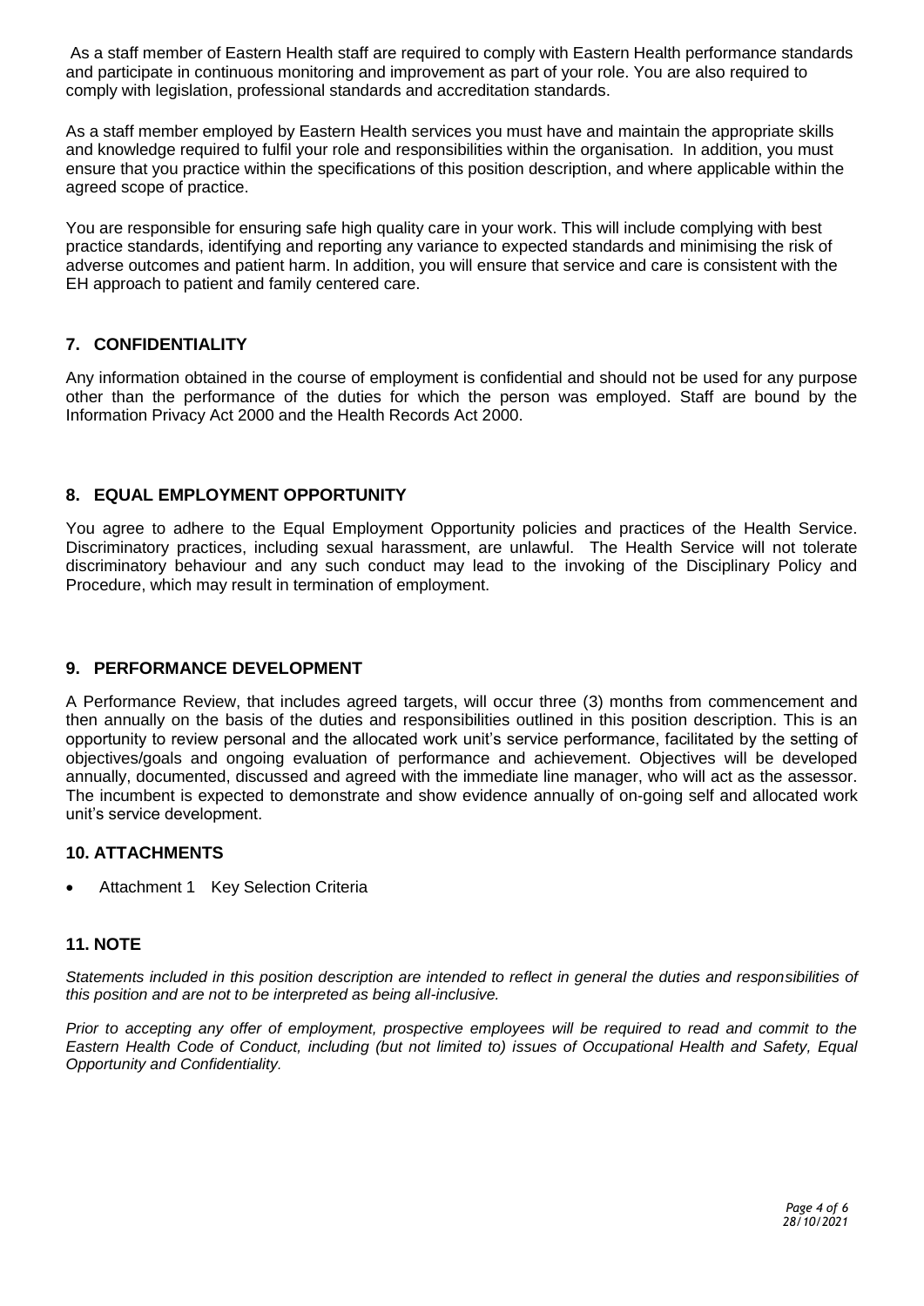As a staff member of Eastern Health staff are required to comply with Eastern Health performance standards and participate in continuous monitoring and improvement as part of your role. You are also required to comply with legislation, professional standards and accreditation standards.

As a staff member employed by Eastern Health services you must have and maintain the appropriate skills and knowledge required to fulfil your role and responsibilities within the organisation. In addition, you must ensure that you practice within the specifications of this position description, and where applicable within the agreed scope of practice.

You are responsible for ensuring safe high quality care in your work. This will include complying with best practice standards, identifying and reporting any variance to expected standards and minimising the risk of adverse outcomes and patient harm. In addition, you will ensure that service and care is consistent with the EH approach to patient and family centered care.

## 7. CONFIDENTIALITY

Any information obtained in the course of employment is confidential and should not be used for any purpose other than the performance of the duties for which the person was employed. Staff are bound by the Information Privacy Act 2000 and the Health Records Act 2000.

## 8. EQUAL EMPLOYMENT OPPORTUNITY

You agree to adhere to the Equal Employment Opportunity policies and practices of the Health Service. Discriminatory practices, including sexual harassment, are unlawful. The Health Service will not tolerate discriminatory behaviour and any such conduct may lead to the invoking of the Disciplinary Policy and Procedure, which may result in termination of employment.

## 9. PERFORMANCE DEVELOPMENT

A Performance Review, that includes agreed targets, will occur three (3) months from commencement and then annually on the basis of the duties and responsibilities outlined in this position description. This is an opportunity to review personal and the allocated work unit's service performance, facilitated by the setting of objectives/goals and ongoing evaluation of performance and achievement. Objectives will be developed annually, documented, discussed and agreed with the immediate line manager, who will act as the assessor. The incumbent is expected to demonstrate and show evidence annually of on-going self and allocated work unit's service development.

## 10. ATTACHMENTS

- Attachment 1 Key Selection Criteria

## 11. NOTE

*Statements included in this position description are intended to reflect in general the duties and responsibilities of this position and are not to be interpreted as being all-inclusive.*

*Prior to accepting any offer of employment, prospective employees will be required to read and commit to the Eastern Health Code of Conduct, including (but not limited to) issues of Occupational Health and Safety, Equal Opportunity and Confidentiality.*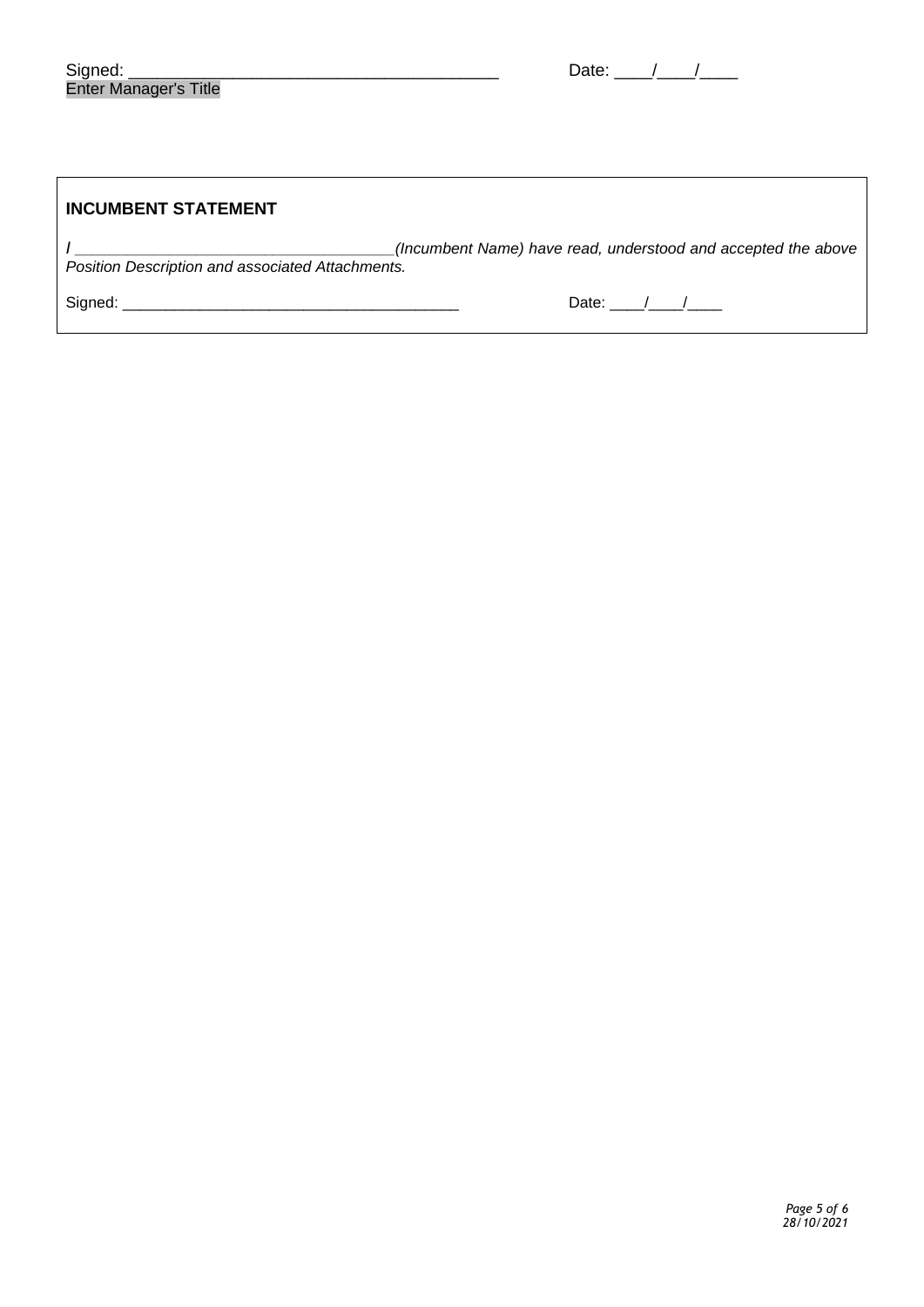Signed: ________________________________________ Date: ____/____/____
Enter Manager's Title

**INCUMBENT STATEMENT**

*I ____________________________________(Incumbent Name) have read, understood and accepted the above Position Description and associated Attachments.*

Signed: ________________________________________ Date: ____/____/____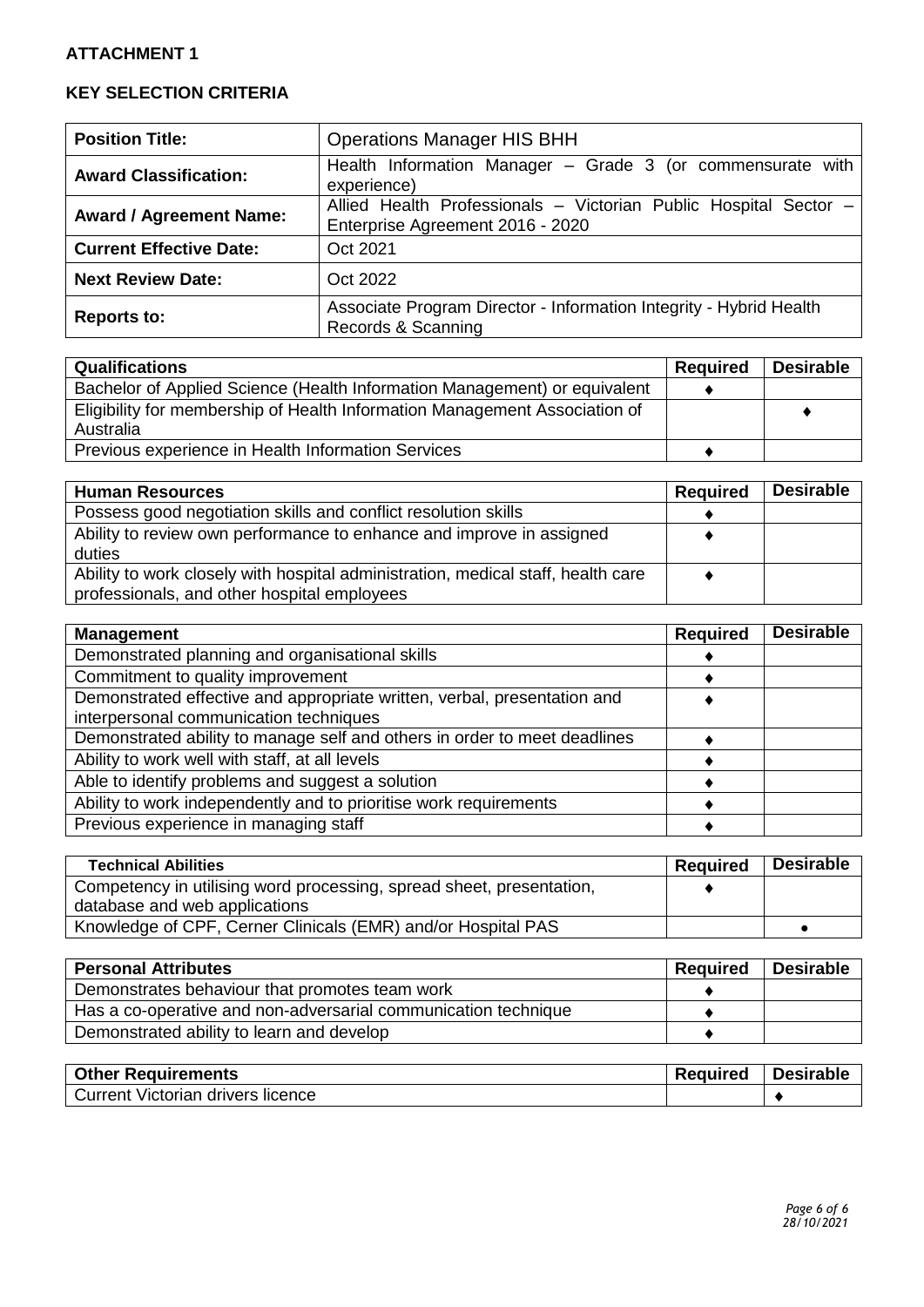**ATTACHMENT 1**

**KEY SELECTION CRITERIA**

| | |
|---|---|
| **Position Title:** | Operations Manager HIS BHH |
| **Award Classification:** | Health Information Manager – Grade 3 (or commensurate with experience) |
| **Award / Agreement Name:** | Allied Health Professionals – Victorian Public Hospital Sector – Enterprise Agreement 2016 - 2020 |
| **Current Effective Date:** | Oct 2021 |
| **Next Review Date:** | Oct 2022 |
| **Reports to:** | Associate Program Director - Information Integrity - Hybrid Health Records & Scanning |

| **Qualifications** | **Required** | **Desirable** |
|---|---|---|
| Bachelor of Applied Science (Health Information Management) or equivalent | ♦ | |
| Eligibility for membership of Health Information Management Association of Australia | | ♦ |
| Previous experience in Health Information Services | ♦ | |

| **Human Resources** | **Required** | **Desirable** |
|---|---|---|
| Possess good negotiation skills and conflict resolution skills | ♦ | |
| Ability to review own performance to enhance and improve in assigned duties | ♦ | |
| Ability to work closely with hospital administration, medical staff, health care professionals, and other hospital employees | ♦ | |

| **Management** | **Required** | **Desirable** |
|---|---|---|
| Demonstrated planning and organisational skills | ♦ | |
| Commitment to quality improvement | ♦ | |
| Demonstrated effective and appropriate written, verbal, presentation and interpersonal communication techniques | ♦ | |
| Demonstrated ability to manage self and others in order to meet deadlines | ♦ | |
| Ability to work well with staff, at all levels | ♦ | |
| Able to identify problems and suggest a solution | ♦ | |
| Ability to work independently and to prioritise work requirements | ♦ | |
| Previous experience in managing staff | ♦ | |

| **Technical Abilities** | **Required** | **Desirable** |
|---|---|---|
| Competency in utilising word processing, spread sheet, presentation, database and web applications | ♦ | |
| Knowledge of CPF, Cerner Clinicals (EMR) and/or Hospital PAS | | • |

| **Personal Attributes** | **Required** | **Desirable** |
|---|---|---|
| Demonstrates behaviour that promotes team work | ♦ | |
| Has a co-operative and non-adversarial communication technique | ♦ | |
| Demonstrated ability to learn and develop | ♦ | |

| **Other Requirements** | **Required** | **Desirable** |
|---|---|---|
| Current Victorian drivers licence | | ♦ |